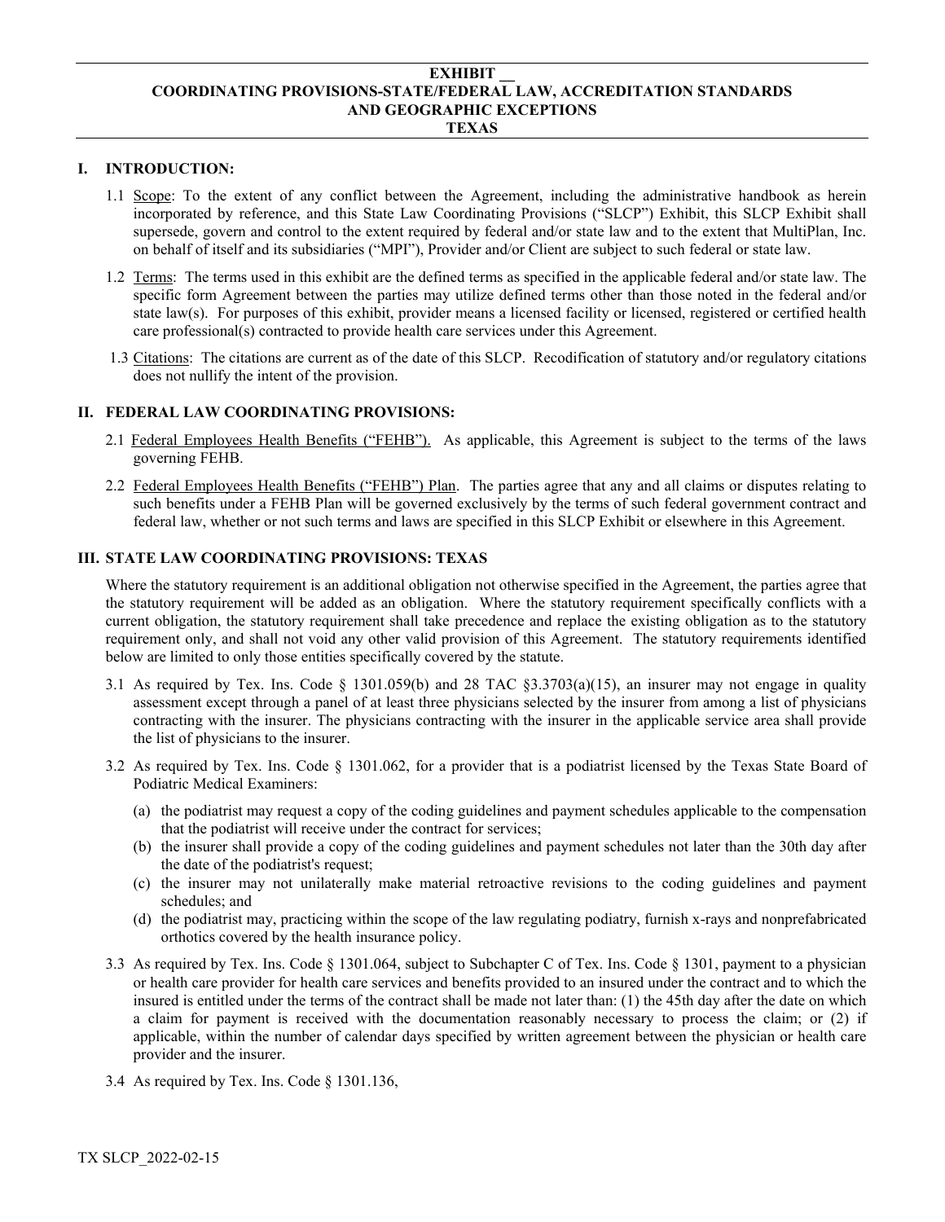# EXHIBIT __
# COORDINATING PROVISIONS-STATE/FEDERAL LAW, ACCREDITATION STANDARDS AND GEOGRAPHIC EXCEPTIONS
# TEXAS

## I. INTRODUCTION:

1.1 Scope: To the extent of any conflict between the Agreement, including the administrative handbook as herein incorporated by reference, and this State Law Coordinating Provisions ("SLCP") Exhibit, this SLCP Exhibit shall supersede, govern and control to the extent required by federal and/or state law and to the extent that MultiPlan, Inc. on behalf of itself and its subsidiaries ("MPI"), Provider and/or Client are subject to such federal or state law.

1.2 Terms: The terms used in this exhibit are the defined terms as specified in the applicable federal and/or state law. The specific form Agreement between the parties may utilize defined terms other than those noted in the federal and/or state law(s). For purposes of this exhibit, provider means a licensed facility or licensed, registered or certified health care professional(s) contracted to provide health care services under this Agreement.

1.3 Citations: The citations are current as of the date of this SLCP. Recodification of statutory and/or regulatory citations does not nullify the intent of the provision.

## II. FEDERAL LAW COORDINATING PROVISIONS:

2.1 Federal Employees Health Benefits ("FEHB"). As applicable, this Agreement is subject to the terms of the laws governing FEHB.

2.2 Federal Employees Health Benefits ("FEHB") Plan. The parties agree that any and all claims or disputes relating to such benefits under a FEHB Plan will be governed exclusively by the terms of such federal government contract and federal law, whether or not such terms and laws are specified in this SLCP Exhibit or elsewhere in this Agreement.

## III. STATE LAW COORDINATING PROVISIONS: TEXAS

Where the statutory requirement is an additional obligation not otherwise specified in the Agreement, the parties agree that the statutory requirement will be added as an obligation. Where the statutory requirement specifically conflicts with a current obligation, the statutory requirement shall take precedence and replace the existing obligation as to the statutory requirement only, and shall not void any other valid provision of this Agreement. The statutory requirements identified below are limited to only those entities specifically covered by the statute.

3.1 As required by Tex. Ins. Code § 1301.059(b) and 28 TAC §3.3703(a)(15), an insurer may not engage in quality assessment except through a panel of at least three physicians selected by the insurer from among a list of physicians contracting with the insurer. The physicians contracting with the insurer in the applicable service area shall provide the list of physicians to the insurer.

3.2 As required by Tex. Ins. Code § 1301.062, for a provider that is a podiatrist licensed by the Texas State Board of Podiatric Medical Examiners:

(a) the podiatrist may request a copy of the coding guidelines and payment schedules applicable to the compensation that the podiatrist will receive under the contract for services;
(b) the insurer shall provide a copy of the coding guidelines and payment schedules not later than the 30th day after the date of the podiatrist's request;
(c) the insurer may not unilaterally make material retroactive revisions to the coding guidelines and payment schedules; and
(d) the podiatrist may, practicing within the scope of the law regulating podiatry, furnish x-rays and nonprefabricated orthotics covered by the health insurance policy.

3.3 As required by Tex. Ins. Code § 1301.064, subject to Subchapter C of Tex. Ins. Code § 1301, payment to a physician or health care provider for health care services and benefits provided to an insured under the contract and to which the insured is entitled under the terms of the contract shall be made not later than: (1) the 45th day after the date on which a claim for payment is received with the documentation reasonably necessary to process the claim; or (2) if applicable, within the number of calendar days specified by written agreement between the physician or health care provider and the insurer.

3.4 As required by Tex. Ins. Code § 1301.136,

TX SLCP_2022-02-15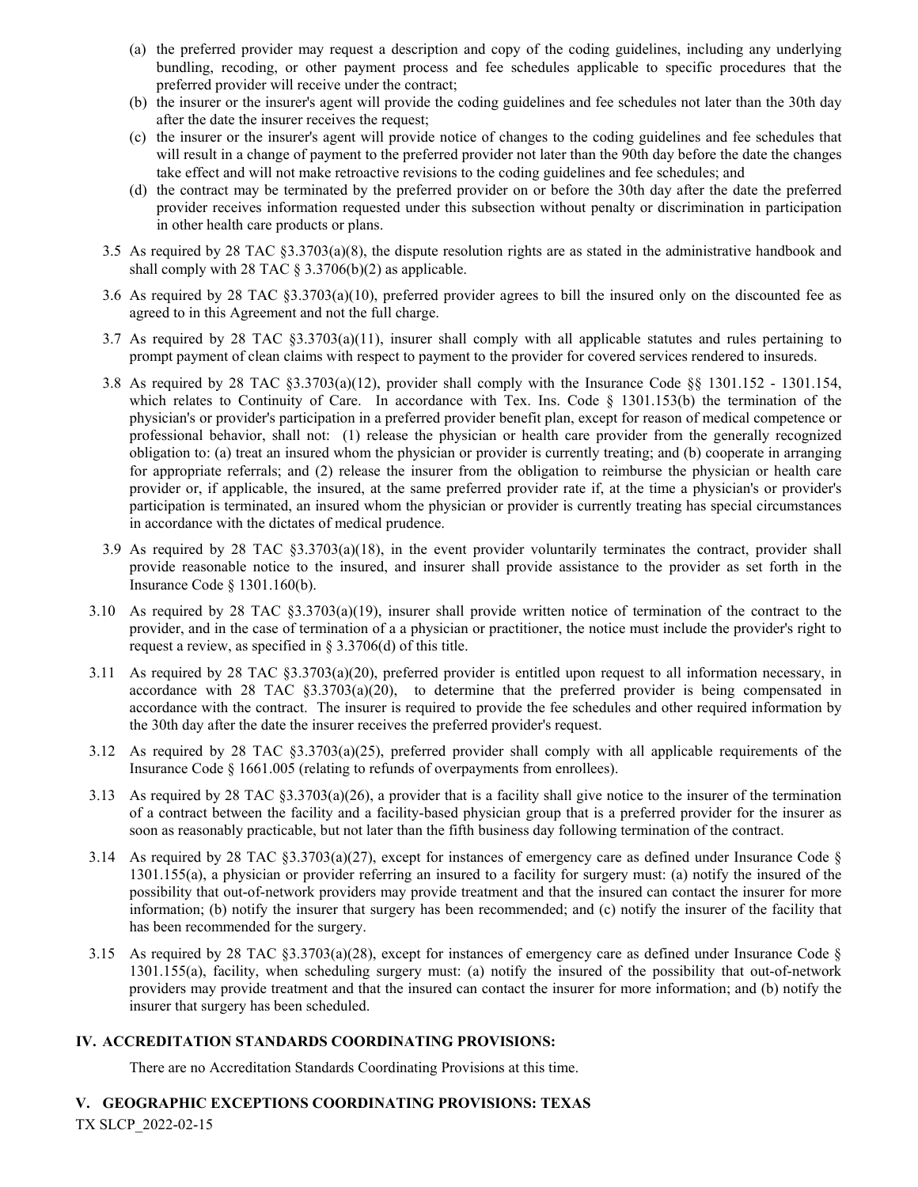(a) the preferred provider may request a description and copy of the coding guidelines, including any underlying bundling, recoding, or other payment process and fee schedules applicable to specific procedures that the preferred provider will receive under the contract;

(b) the insurer or the insurer's agent will provide the coding guidelines and fee schedules not later than the 30th day after the date the insurer receives the request;

(c) the insurer or the insurer's agent will provide notice of changes to the coding guidelines and fee schedules that will result in a change of payment to the preferred provider not later than the 90th day before the date the changes take effect and will not make retroactive revisions to the coding guidelines and fee schedules; and

(d) the contract may be terminated by the preferred provider on or before the 30th day after the date the preferred provider receives information requested under this subsection without penalty or discrimination in participation in other health care products or plans.

3.5 As required by 28 TAC §3.3703(a)(8), the dispute resolution rights are as stated in the administrative handbook and shall comply with 28 TAC § 3.3706(b)(2) as applicable.

3.6 As required by 28 TAC §3.3703(a)(10), preferred provider agrees to bill the insured only on the discounted fee as agreed to in this Agreement and not the full charge.

3.7 As required by 28 TAC §3.3703(a)(11), insurer shall comply with all applicable statutes and rules pertaining to prompt payment of clean claims with respect to payment to the provider for covered services rendered to insureds.

3.8 As required by 28 TAC §3.3703(a)(12), provider shall comply with the Insurance Code §§ 1301.152 - 1301.154, which relates to Continuity of Care. In accordance with Tex. Ins. Code § 1301.153(b) the termination of the physician's or provider's participation in a preferred provider benefit plan, except for reason of medical competence or professional behavior, shall not: (1) release the physician or health care provider from the generally recognized obligation to: (a) treat an insured whom the physician or provider is currently treating; and (b) cooperate in arranging for appropriate referrals; and (2) release the insurer from the obligation to reimburse the physician or health care provider or, if applicable, the insured, at the same preferred provider rate if, at the time a physician's or provider's participation is terminated, an insured whom the physician or provider is currently treating has special circumstances in accordance with the dictates of medical prudence.

3.9 As required by 28 TAC §3.3703(a)(18), in the event provider voluntarily terminates the contract, provider shall provide reasonable notice to the insured, and insurer shall provide assistance to the provider as set forth in the Insurance Code § 1301.160(b).

3.10 As required by 28 TAC §3.3703(a)(19), insurer shall provide written notice of termination of the contract to the provider, and in the case of termination of a a physician or practitioner, the notice must include the provider's right to request a review, as specified in § 3.3706(d) of this title.

3.11 As required by 28 TAC §3.3703(a)(20), preferred provider is entitled upon request to all information necessary, in accordance with 28 TAC §3.3703(a)(20), to determine that the preferred provider is being compensated in accordance with the contract. The insurer is required to provide the fee schedules and other required information by the 30th day after the date the insurer receives the preferred provider's request.

3.12 As required by 28 TAC §3.3703(a)(25), preferred provider shall comply with all applicable requirements of the Insurance Code § 1661.005 (relating to refunds of overpayments from enrollees).

3.13 As required by 28 TAC §3.3703(a)(26), a provider that is a facility shall give notice to the insurer of the termination of a contract between the facility and a facility-based physician group that is a preferred provider for the insurer as soon as reasonably practicable, but not later than the fifth business day following termination of the contract.

3.14 As required by 28 TAC §3.3703(a)(27), except for instances of emergency care as defined under Insurance Code § 1301.155(a), a physician or provider referring an insured to a facility for surgery must: (a) notify the insured of the possibility that out-of-network providers may provide treatment and that the insured can contact the insurer for more information; (b) notify the insurer that surgery has been recommended; and (c) notify the insurer of the facility that has been recommended for the surgery.

3.15 As required by 28 TAC §3.3703(a)(28), except for instances of emergency care as defined under Insurance Code § 1301.155(a), facility, when scheduling surgery must: (a) notify the insured of the possibility that out-of-network providers may provide treatment and that the insured can contact the insurer for more information; and (b) notify the insurer that surgery has been scheduled.

## IV. ACCREDITATION STANDARDS COORDINATING PROVISIONS:

There are no Accreditation Standards Coordinating Provisions at this time.

## V. GEOGRAPHIC EXCEPTIONS COORDINATING PROVISIONS: TEXAS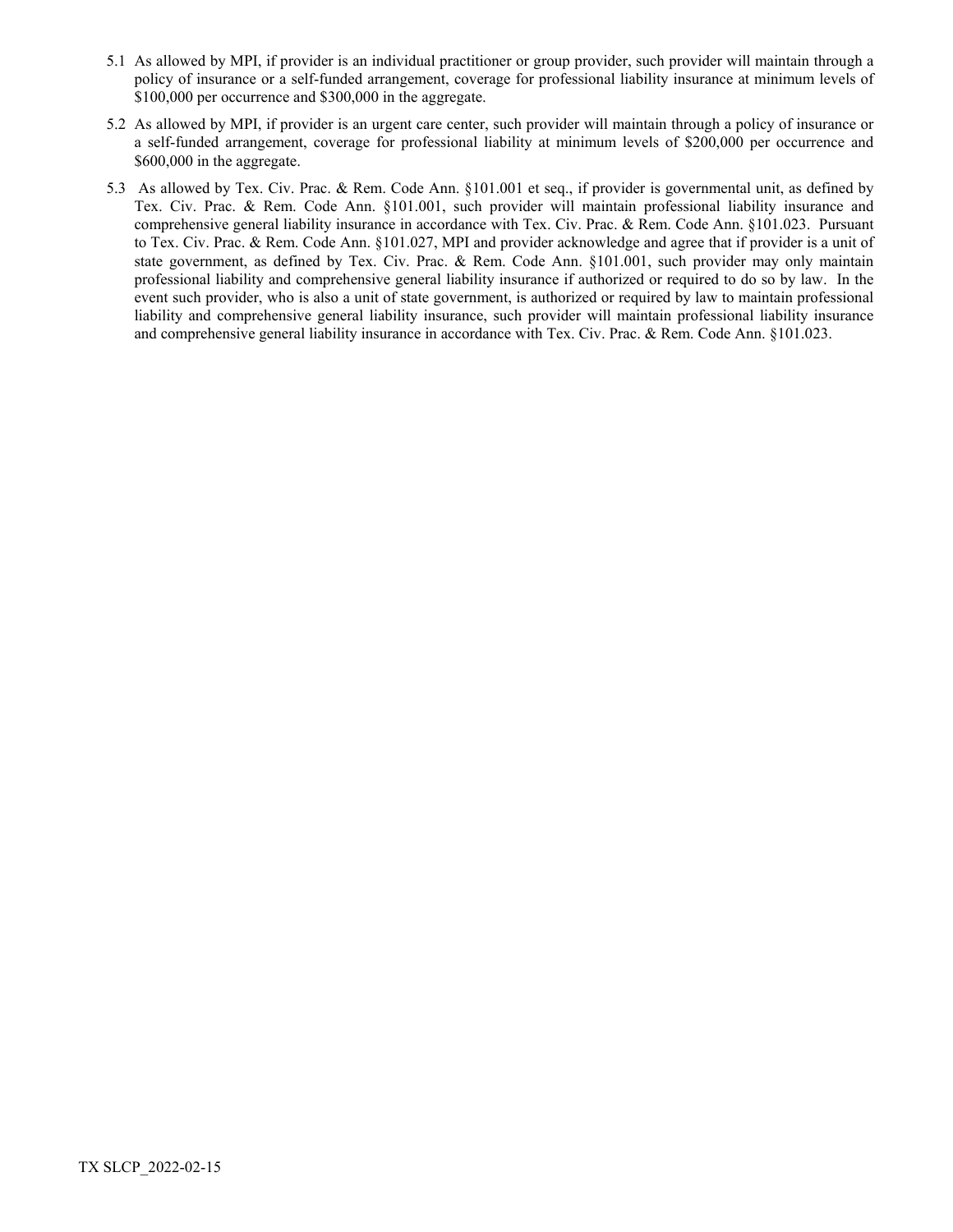5.1 As allowed by MPI, if provider is an individual practitioner or group provider, such provider will maintain through a policy of insurance or a self-funded arrangement, coverage for professional liability insurance at minimum levels of $100,000 per occurrence and $300,000 in the aggregate.

5.2 As allowed by MPI, if provider is an urgent care center, such provider will maintain through a policy of insurance or a self-funded arrangement, coverage for professional liability at minimum levels of $200,000 per occurrence and $600,000 in the aggregate.

5.3 As allowed by Tex. Civ. Prac. & Rem. Code Ann. §101.001 et seq., if provider is governmental unit, as defined by Tex. Civ. Prac. & Rem. Code Ann. §101.001, such provider will maintain professional liability insurance and comprehensive general liability insurance in accordance with Tex. Civ. Prac. & Rem. Code Ann. §101.023. Pursuant to Tex. Civ. Prac. & Rem. Code Ann. §101.027, MPI and provider acknowledge and agree that if provider is a unit of state government, as defined by Tex. Civ. Prac. & Rem. Code Ann. §101.001, such provider may only maintain professional liability and comprehensive general liability insurance if authorized or required to do so by law. In the event such provider, who is also a unit of state government, is authorized or required by law to maintain professional liability and comprehensive general liability insurance, such provider will maintain professional liability insurance and comprehensive general liability insurance in accordance with Tex. Civ. Prac. & Rem. Code Ann. §101.023.

TX SLCP_2022-02-15